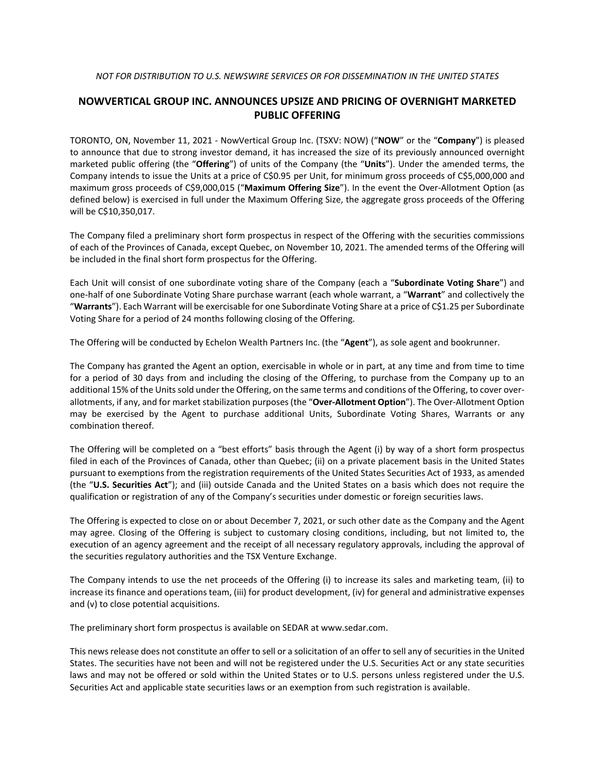*NOT FOR DISTRIBUTION TO U.S. NEWSWIRE SERVICES OR FOR DISSEMINATION IN THE UNITED STATES*

# NOWVERTICAL GROUP INC. ANNOUNCES UPSIZE AND PRICING OF OVERNIGHT MARKETED PUBLIC OFFERING

TORONTO, ON, November 11, 2021 - NowVertical Group Inc. (TSXV: NOW) ("**NOW**" or the "**Company**") is pleased to announce that due to strong investor demand, it has increased the size of its previously announced overnight marketed public offering (the "**Offering**") of units of the Company (the "**Units**"). Under the amended terms, the Company intends to issue the Units at a price of C$0.95 per Unit, for minimum gross proceeds of C$5,000,000 and maximum gross proceeds of C$9,000,015 ("**Maximum Offering Size**"). In the event the Over-Allotment Option (as defined below) is exercised in full under the Maximum Offering Size, the aggregate gross proceeds of the Offering will be C$10,350,017.

The Company filed a preliminary short form prospectus in respect of the Offering with the securities commissions of each of the Provinces of Canada, except Quebec, on November 10, 2021. The amended terms of the Offering will be included in the final short form prospectus for the Offering.

Each Unit will consist of one subordinate voting share of the Company (each a "**Subordinate Voting Share**") and one-half of one Subordinate Voting Share purchase warrant (each whole warrant, a "**Warrant**" and collectively the "**Warrants**"). Each Warrant will be exercisable for one Subordinate Voting Share at a price of C$1.25 per Subordinate Voting Share for a period of 24 months following closing of the Offering.

The Offering will be conducted by Echelon Wealth Partners Inc. (the "**Agent**"), as sole agent and bookrunner.

The Company has granted the Agent an option, exercisable in whole or in part, at any time and from time to time for a period of 30 days from and including the closing of the Offering, to purchase from the Company up to an additional 15% of the Units sold under the Offering, on the same terms and conditions of the Offering, to cover over-allotments, if any, and for market stabilization purposes (the "**Over-Allotment Option**"). The Over-Allotment Option may be exercised by the Agent to purchase additional Units, Subordinate Voting Shares, Warrants or any combination thereof.

The Offering will be completed on a "best efforts" basis through the Agent (i) by way of a short form prospectus filed in each of the Provinces of Canada, other than Quebec; (ii) on a private placement basis in the United States pursuant to exemptions from the registration requirements of the United States Securities Act of 1933, as amended (the "**U.S. Securities Act**"); and (iii) outside Canada and the United States on a basis which does not require the qualification or registration of any of the Company's securities under domestic or foreign securities laws.

The Offering is expected to close on or about December 7, 2021, or such other date as the Company and the Agent may agree. Closing of the Offering is subject to customary closing conditions, including, but not limited to, the execution of an agency agreement and the receipt of all necessary regulatory approvals, including the approval of the securities regulatory authorities and the TSX Venture Exchange.

The Company intends to use the net proceeds of the Offering (i) to increase its sales and marketing team, (ii) to increase its finance and operations team, (iii) for product development, (iv) for general and administrative expenses and (v) to close potential acquisitions.

The preliminary short form prospectus is available on SEDAR at www.sedar.com.

This news release does not constitute an offer to sell or a solicitation of an offer to sell any of securities in the United States. The securities have not been and will not be registered under the U.S. Securities Act or any state securities laws and may not be offered or sold within the United States or to U.S. persons unless registered under the U.S. Securities Act and applicable state securities laws or an exemption from such registration is available.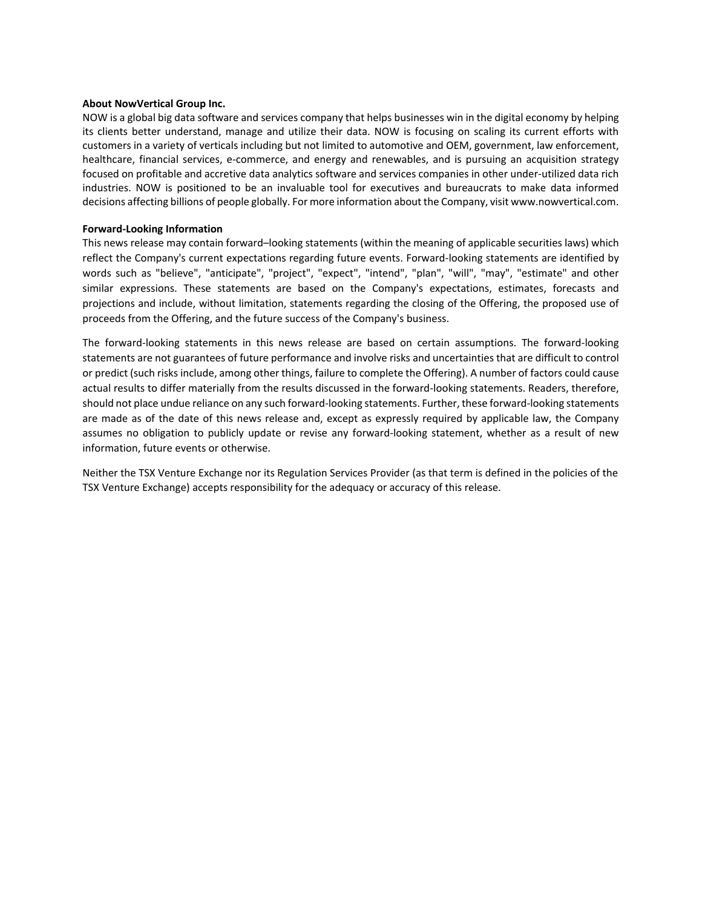**About NowVertical Group Inc.**

NOW is a global big data software and services company that helps businesses win in the digital economy by helping its clients better understand, manage and utilize their data. NOW is focusing on scaling its current efforts with customers in a variety of verticals including but not limited to automotive and OEM, government, law enforcement, healthcare, financial services, e-commerce, and energy and renewables, and is pursuing an acquisition strategy focused on profitable and accretive data analytics software and services companies in other under-utilized data rich industries. NOW is positioned to be an invaluable tool for executives and bureaucrats to make data informed decisions affecting billions of people globally. For more information about the Company, visit www.nowvertical.com.

**Forward-Looking Information**

This news release may contain forward–looking statements (within the meaning of applicable securities laws) which reflect the Company's current expectations regarding future events. Forward-looking statements are identified by words such as "believe", "anticipate", "project", "expect", "intend", "plan", "will", "may", "estimate" and other similar expressions. These statements are based on the Company's expectations, estimates, forecasts and projections and include, without limitation, statements regarding the closing of the Offering, the proposed use of proceeds from the Offering, and the future success of the Company's business.

The forward-looking statements in this news release are based on certain assumptions. The forward-looking statements are not guarantees of future performance and involve risks and uncertainties that are difficult to control or predict (such risks include, among other things, failure to complete the Offering). A number of factors could cause actual results to differ materially from the results discussed in the forward-looking statements. Readers, therefore, should not place undue reliance on any such forward-looking statements. Further, these forward-looking statements are made as of the date of this news release and, except as expressly required by applicable law, the Company assumes no obligation to publicly update or revise any forward-looking statement, whether as a result of new information, future events or otherwise.

Neither the TSX Venture Exchange nor its Regulation Services Provider (as that term is defined in the policies of the TSX Venture Exchange) accepts responsibility for the adequacy or accuracy of this release.